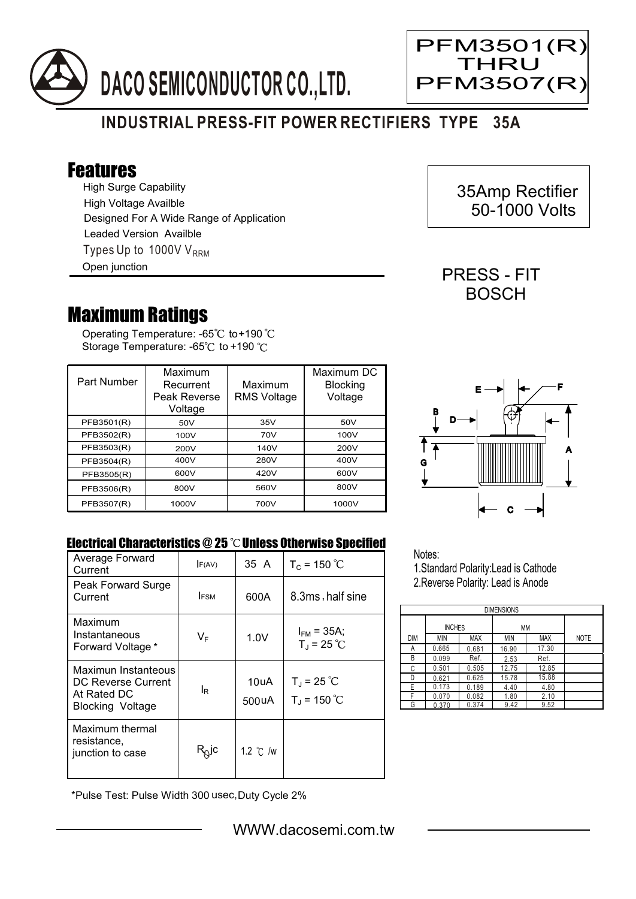# DACO SEMICONDUCTOR CO.,LTD.

**PFM3501(R) THRU PFM3507(R)**

## INDUSTRIAL PRESS-FIT POWER RECTIFIERS TYPE 35A

## Features

- High Surge Capability
- High Voltage Availble
- Designed For A Wide Range of Application
- Leaded Version Availble
- Types Up to 1000V $V_{RRM}$
- Open junction

35Amp Rectifier
50-1000 Volts

PRESS - FIT
BOSCH

## Maximum Ratings

Operating Temperature: -65℃ to+190 ℃
Storage Temperature: -65℃ to +190 ℃

| Part Number | Maximum Recurrent Peak Reverse Voltage | Maximum RMS Voltage | Maximum DC Blocking Voltage |
|---|---|---|---|
| PFB3501(R) | 50V | 35V | 50V |
| PFB3502(R) | 100V | 70V | 100V |
| PFB3503(R) | 200V | 140V | 200V |
| PFB3504(R) | 400V | 280V | 400V |
| PFB3505(R) | 600V | 420V | 600V |
| PFB3506(R) | 800V | 560V | 800V |
| PFB3507(R) | 1000V | 700V | 1000V |

### Electrical Characteristics @ 25 ℃ Unless Otherwise Specified

| | | | |
|---|---|---|---|
| Average Forward Current | $I_{F(AV)}$ | 35 A | $T_C$ = 150 ℃ |
| Peak Forward Surge Current | $I_{FSM}$ | 600A | 8.3ms , half sine |
| Maximum Instantaneous Forward Voltage * | $V_F$ | 1.0V | $I_{FM}$ = 35A; $T_J$ = 25 ℃ |
| Maximun Instanteous DC Reverse Current At Rated DC Blocking Voltage | $I_R$ | 10uA<br>500uA | $T_J$ = 25 ℃<br>$T_J$ = 150 ℃ |
| Maximum thermal resistance, junction to case | $R_{\theta}jc$ | 1.2 ℃ /w | |

*Pulse Test: Pulse Width 300 usec,Duty Cycle 2%

Notes:
1.Standard Polarity:Lead is Cathode
2.Reverse Polarity: Lead is Anode

| DIMENSIONS | | | | | |
|---|---|---|---|---|---|
| | INCHES | | MM | | |
| DIM | MIN | MAX | MIN | MAX | NOTE |
| A | 0.665 | 0.681 | 16.90 | 17.30 | |
| B | 0.099 | Ref. | 2.53 | Ref. | |
| C | 0.501 | 0.505 | 12.75 | 12.85 | |
| D | 0.621 | 0.625 | 15.78 | 15.88 | |
| E | 0.173 | 0.189 | 4.40 | 4.80 | |
| F | 0.070 | 0.082 | 1.80 | 2.10 | |
| G | 0.370 | 0.374 | 9.42 | 9.52 | |

WWW.dacosemi.com.tw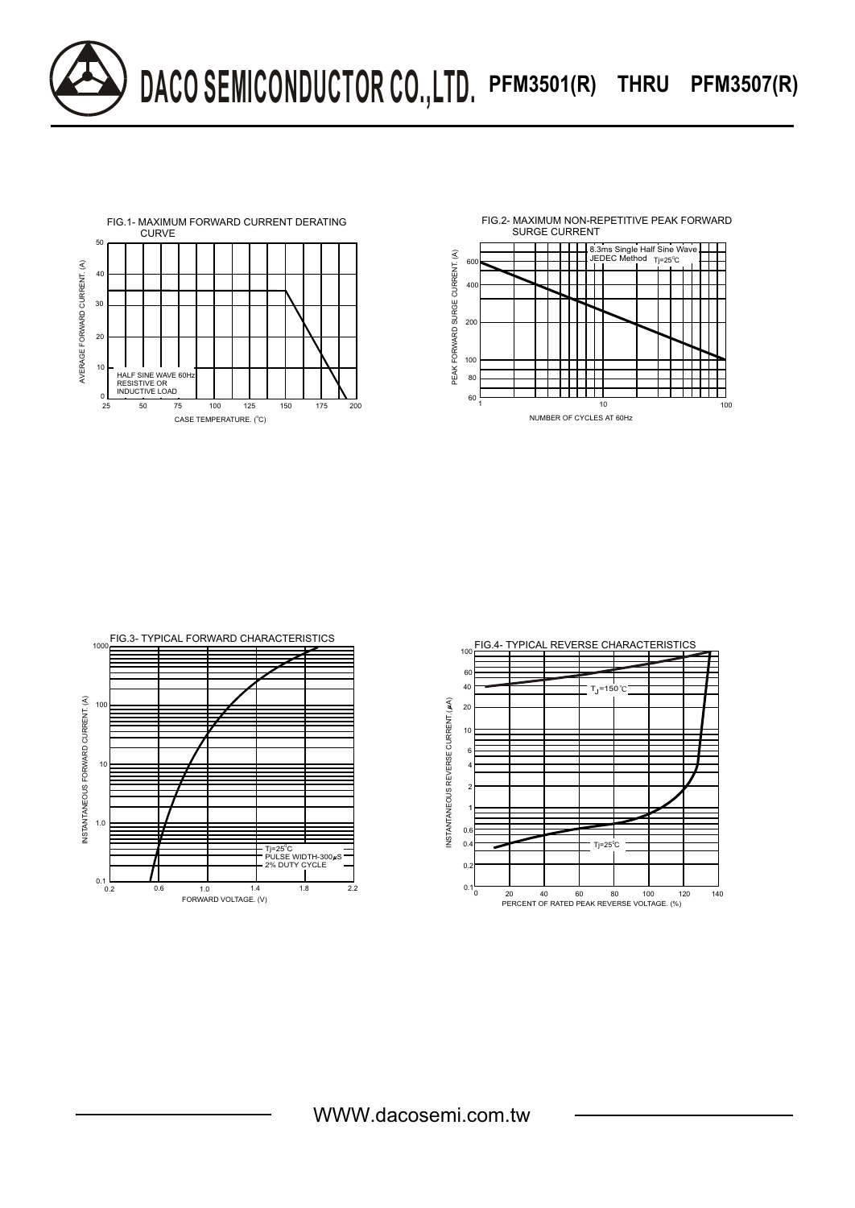FIG.1- MAXIMUM FORWARD CURRENT DERATING CURVE

AVERAGE FORWARD CURRENT. (A)

50
40
30
20
10
0

25 50 75 100 125 150 175 200

HALF SINE WAVE 60Hz
RESISTIVE OR
INDUCTIVE LOAD

CASE TEMPERATURE. (°C)

FIG.2- MAXIMUM NON-REPETITIVE PEAK FORWARD SURGE CURRENT

PEAK FORWARD SURGE CURRENT. (A)

600
400
200
100
80
60

8.3ms Single Half Sine Wave
JEDEC Method Tj=25°C

1 10 100

NUMBER OF CYCLES AT 60Hz

FIG.3- TYPICAL FORWARD CHARACTERISTICS

INSTANTANEOUS FORWARD CURRENT. (A)

1000
100
10
1.0
0.1

Tj=25°C
PULSE WIDTH-300μS
2% DUTY CYCLE

0.2 0.6 1.0 1.4 1.8 2.2

FORWARD VOLTAGE. (V)

FIG.4- TYPICAL REVERSE CHARACTERISTICS

INSTANTANEOUS REVERSE CURRENT.(μA)

100
60
40
20
10
6
4
2
1
0.6
0.4
0.2
0.1

$T_J$=150 °C

Tj=25°C

0 20 40 60 80 100 120 140

PERCENT OF RATED PEAK REVERSE VOLTAGE. (%)